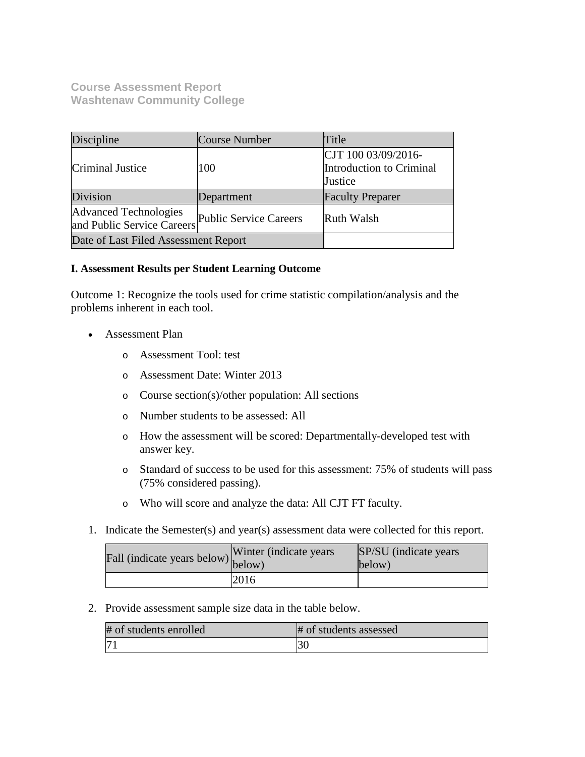**Course Assessment Report**
**Washtenaw Community College**

| Discipline | Course Number | Title |
|---|---|---|
| Criminal Justice | 100 | CJT 100 03/09/2016- Introduction to Criminal Justice |
| Division | Department | Faculty Preparer |
| Advanced Technologies and Public Service Careers | Public Service Careers | Ruth Walsh |
| Date of Last Filed Assessment Report | | |

**I. Assessment Results per Student Learning Outcome**

Outcome 1: Recognize the tools used for crime statistic compilation/analysis and the problems inherent in each tool.

- Assessment Plan
    - Assessment Tool: test
    - Assessment Date: Winter 2013
    - Course section(s)/other population: All sections
    - Number students to be assessed: All
    - How the assessment will be scored: Departmentally-developed test with answer key.
    - Standard of success to be used for this assessment: 75% of students will pass (75% considered passing).
    - Who will score and analyze the data: All CJT FT faculty.

1. Indicate the Semester(s) and year(s) assessment data were collected for this report.

| Fall (indicate years below) | Winter (indicate years below) | SP/SU (indicate years below) |
|---|---|---|
| | 2016 | |

2. Provide assessment sample size data in the table below.

| # of students enrolled | # of students assessed |
|---|---|
| 71 | 30 |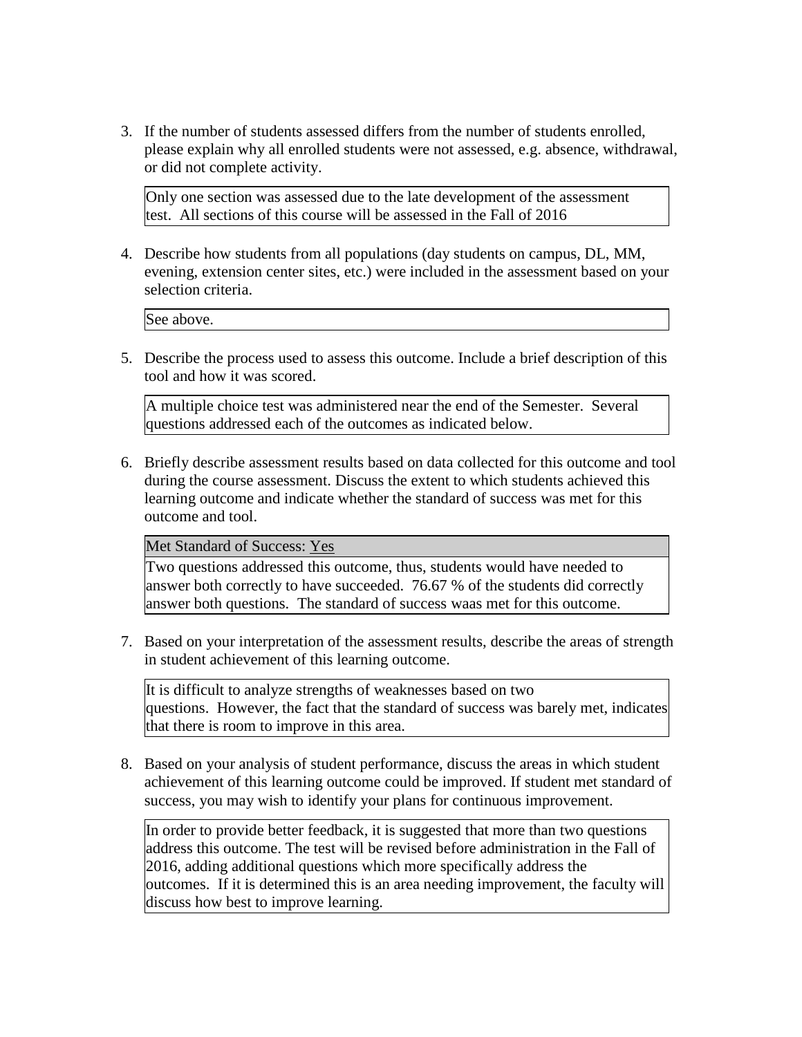3. If the number of students assessed differs from the number of students enrolled, please explain why all enrolled students were not assessed, e.g. absence, withdrawal, or did not complete activity.

| Only one section was assessed due to the late development of the assessment test. All sections of this course will be assessed in the Fall of 2016 |
|---|

4. Describe how students from all populations (day students on campus, DL, MM, evening, extension center sites, etc.) were included in the assessment based on your selection criteria.

| See above. |
|---|

5. Describe the process used to assess this outcome. Include a brief description of this tool and how it was scored.

| A multiple choice test was administered near the end of the Semester. Several questions addressed each of the outcomes as indicated below. |
|---|

6. Briefly describe assessment results based on data collected for this outcome and tool during the course assessment. Discuss the extent to which students achieved this learning outcome and indicate whether the standard of success was met for this outcome and tool.

| Met Standard of Success: Yes |
|---|
| Two questions addressed this outcome, thus, students would have needed to answer both correctly to have succeeded. 76.67 % of the students did correctly answer both questions. The standard of success waas met for this outcome. |

7. Based on your interpretation of the assessment results, describe the areas of strength in student achievement of this learning outcome.

| It is difficult to analyze strengths of weaknesses based on two questions. However, the fact that the standard of success was barely met, indicates that there is room to improve in this area. |
|---|

8. Based on your analysis of student performance, discuss the areas in which student achievement of this learning outcome could be improved. If student met standard of success, you may wish to identify your plans for continuous improvement.

| In order to provide better feedback, it is suggested that more than two questions address this outcome. The test will be revised before administration in the Fall of 2016, adding additional questions which more specifically address the outcomes. If it is determined this is an area needing improvement, the faculty will discuss how best to improve learning. |
|---|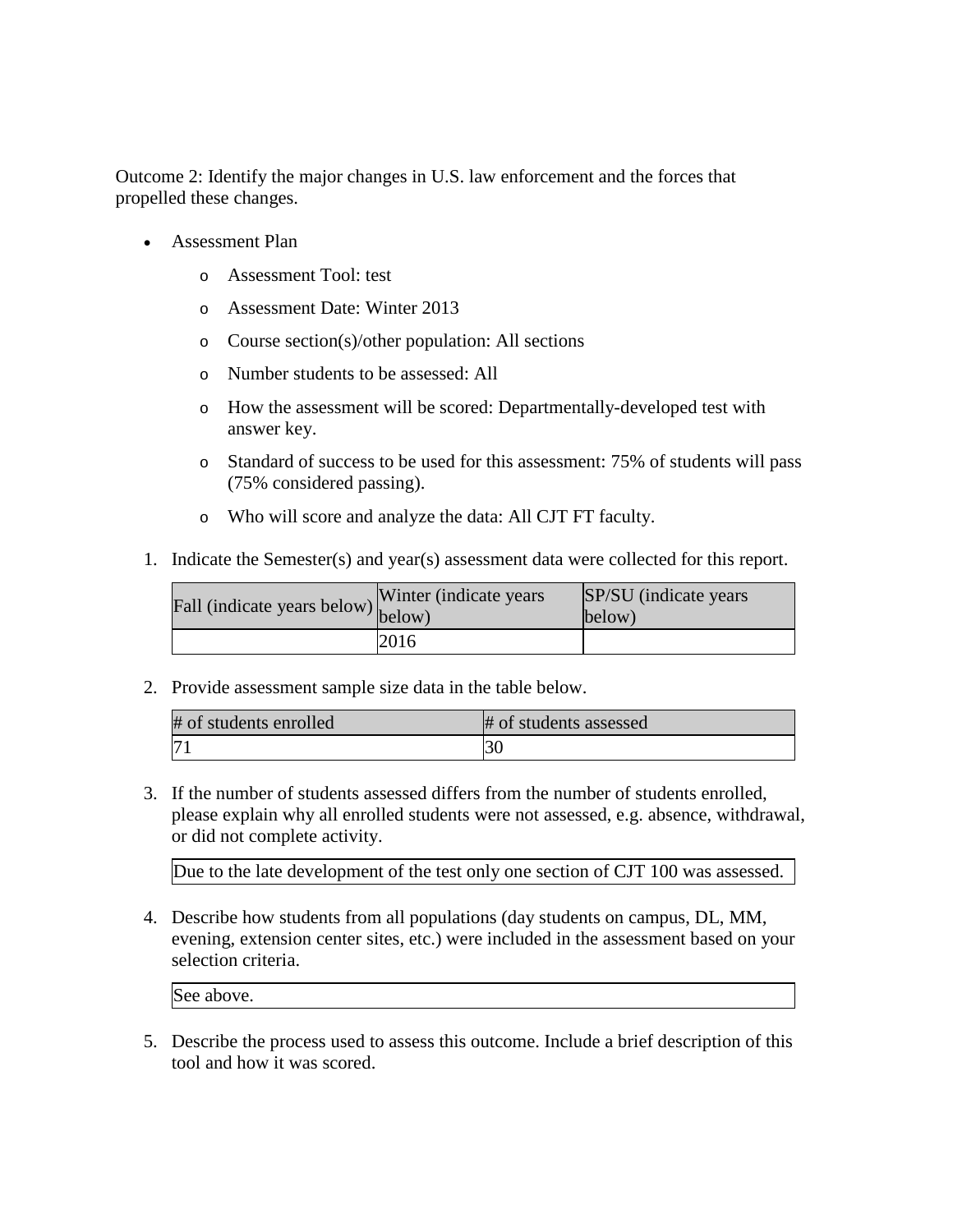Outcome 2: Identify the major changes in U.S. law enforcement and the forces that propelled these changes.

- Assessment Plan
  - Assessment Tool: test
  - Assessment Date: Winter 2013
  - Course section(s)/other population: All sections
  - Number students to be assessed: All
  - How the assessment will be scored: Departmentally-developed test with answer key.
  - Standard of success to be used for this assessment: 75% of students will pass (75% considered passing).
  - Who will score and analyze the data: All CJT FT faculty.

1. Indicate the Semester(s) and year(s) assessment data were collected for this report.

| Fall (indicate years below) | Winter (indicate years below) | SP/SU (indicate years below) |
| --- | --- | --- |
| | 2016 | |

2. Provide assessment sample size data in the table below.

| # of students enrolled | # of students assessed |
| --- | --- |
| 71 | 30 |

3. If the number of students assessed differs from the number of students enrolled, please explain why all enrolled students were not assessed, e.g. absence, withdrawal, or did not complete activity.

| Due to the late development of the test only one section of CJT 100 was assessed. |
| --- |

4. Describe how students from all populations (day students on campus, DL, MM, evening, extension center sites, etc.) were included in the assessment based on your selection criteria.

| See above. |
| --- |

5. Describe the process used to assess this outcome. Include a brief description of this tool and how it was scored.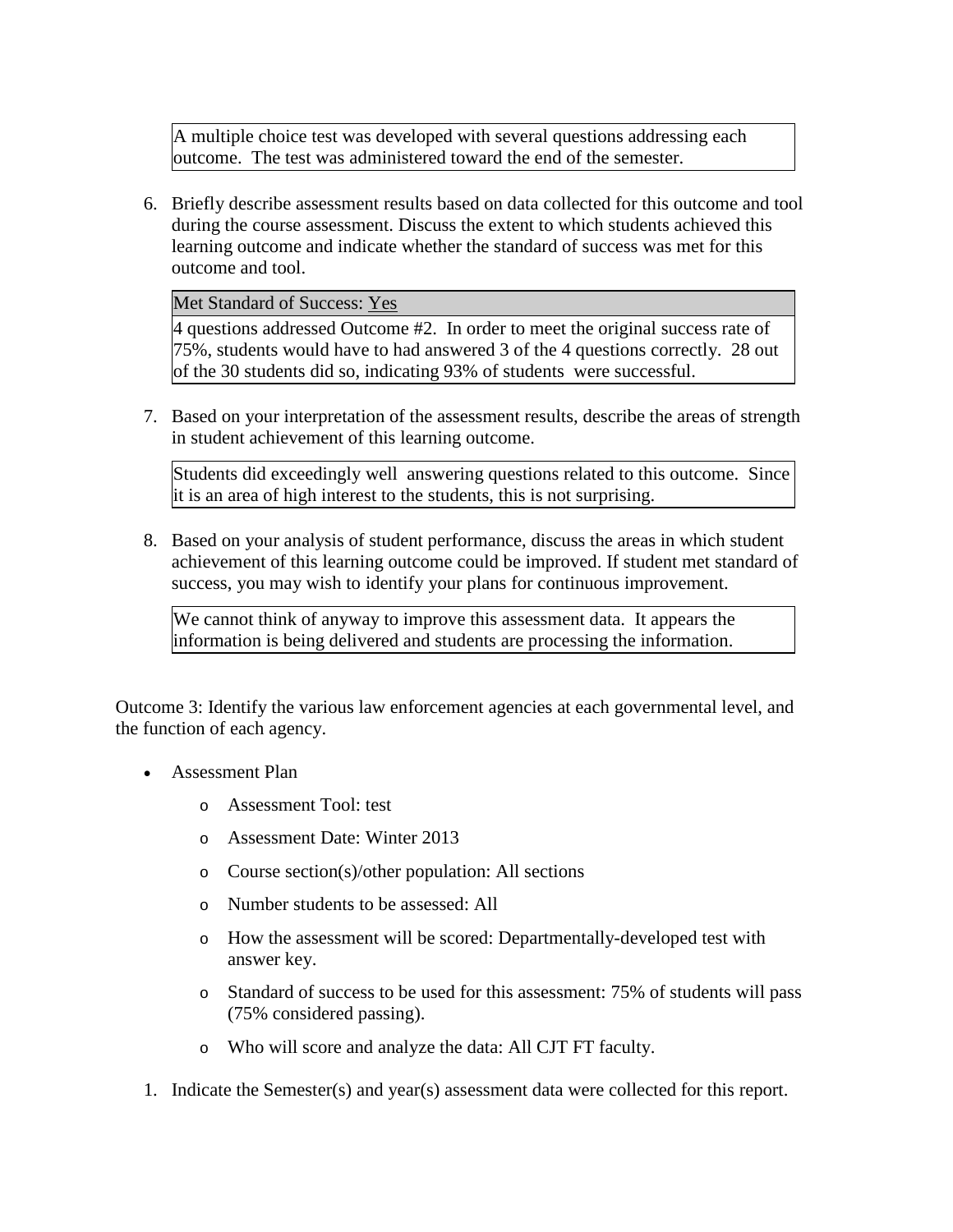A multiple choice test was developed with several questions addressing each outcome. The test was administered toward the end of the semester.

6. Briefly describe assessment results based on data collected for this outcome and tool during the course assessment. Discuss the extent to which students achieved this learning outcome and indicate whether the standard of success was met for this outcome and tool.

   Met Standard of Success: Yes

   4 questions addressed Outcome #2. In order to meet the original success rate of 75%, students would have to had answered 3 of the 4 questions correctly. 28 out of the 30 students did so, indicating 93% of students were successful.

7. Based on your interpretation of the assessment results, describe the areas of strength in student achievement of this learning outcome.

   Students did exceedingly well answering questions related to this outcome. Since it is an area of high interest to the students, this is not surprising.

8. Based on your analysis of student performance, discuss the areas in which student achievement of this learning outcome could be improved. If student met standard of success, you may wish to identify your plans for continuous improvement.

   We cannot think of anyway to improve this assessment data. It appears the information is being delivered and students are processing the information.

Outcome 3: Identify the various law enforcement agencies at each governmental level, and the function of each agency.

- Assessment Plan
  - Assessment Tool: test
  - Assessment Date: Winter 2013
  - Course section(s)/other population: All sections
  - Number students to be assessed: All
  - How the assessment will be scored: Departmentally-developed test with answer key.
  - Standard of success to be used for this assessment: 75% of students will pass (75% considered passing).
  - Who will score and analyze the data: All CJT FT faculty.

1. Indicate the Semester(s) and year(s) assessment data were collected for this report.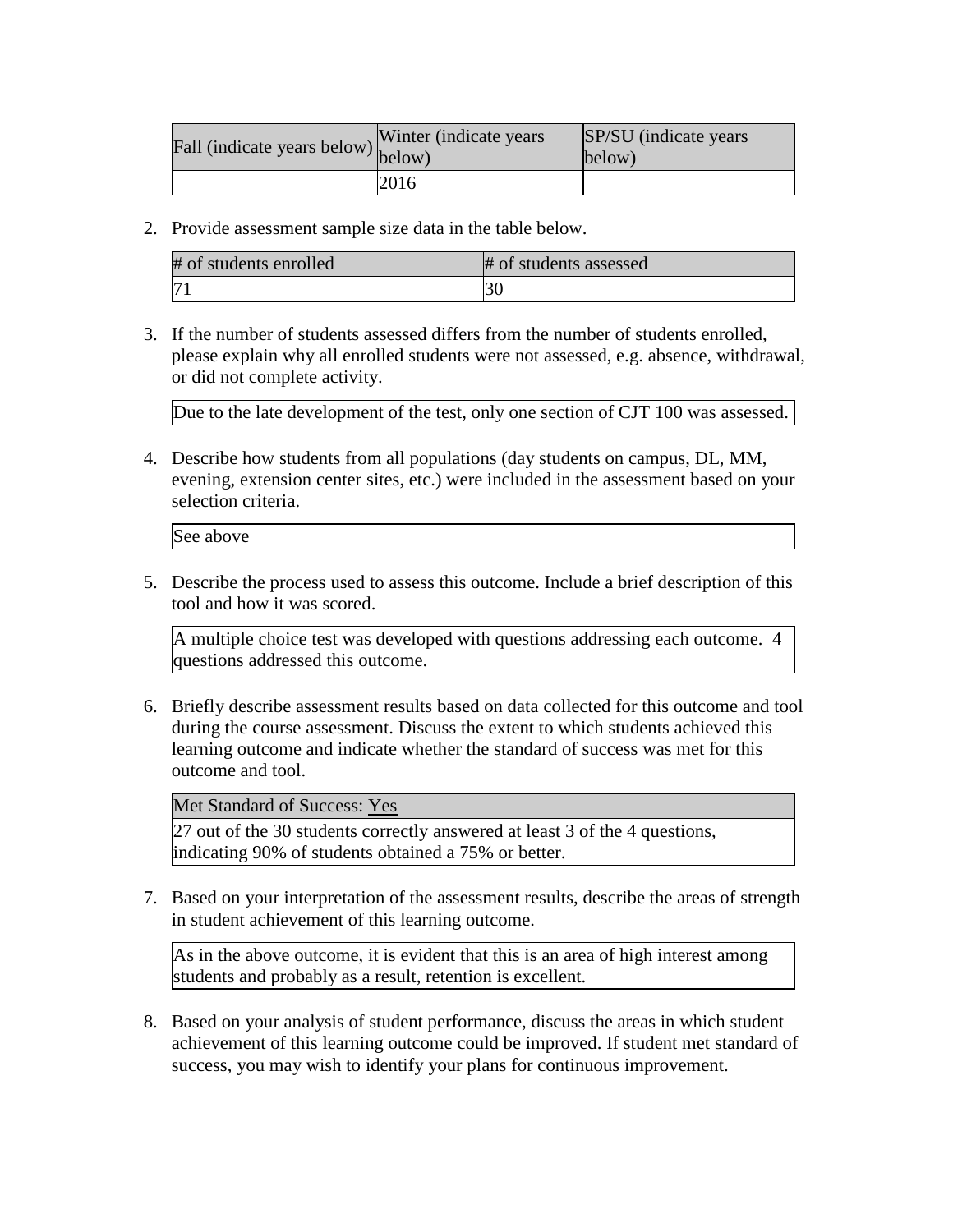| Fall (indicate years below) | Winter (indicate years below) | SP/SU (indicate years below) |
|---|---|---|
| | 2016 | |

2. Provide assessment sample size data in the table below.

| # of students enrolled | # of students assessed |
|---|---|
| 71 | 30 |

3. If the number of students assessed differs from the number of students enrolled, please explain why all enrolled students were not assessed, e.g. absence, withdrawal, or did not complete activity.

| Due to the late development of the test, only one section of CJT 100 was assessed. |
|---|

4. Describe how students from all populations (day students on campus, DL, MM, evening, extension center sites, etc.) were included in the assessment based on your selection criteria.

| See above |
|---|

5. Describe the process used to assess this outcome. Include a brief description of this tool and how it was scored.

| A multiple choice test was developed with questions addressing each outcome. 4 questions addressed this outcome. |
|---|

6. Briefly describe assessment results based on data collected for this outcome and tool during the course assessment. Discuss the extent to which students achieved this learning outcome and indicate whether the standard of success was met for this outcome and tool.

| Met Standard of Success: Yes |
|---|
| 27 out of the 30 students correctly answered at least 3 of the 4 questions, indicating 90% of students obtained a 75% or better. |

7. Based on your interpretation of the assessment results, describe the areas of strength in student achievement of this learning outcome.

| As in the above outcome, it is evident that this is an area of high interest among students and probably as a result, retention is excellent. |
|---|

8. Based on your analysis of student performance, discuss the areas in which student achievement of this learning outcome could be improved. If student met standard of success, you may wish to identify your plans for continuous improvement.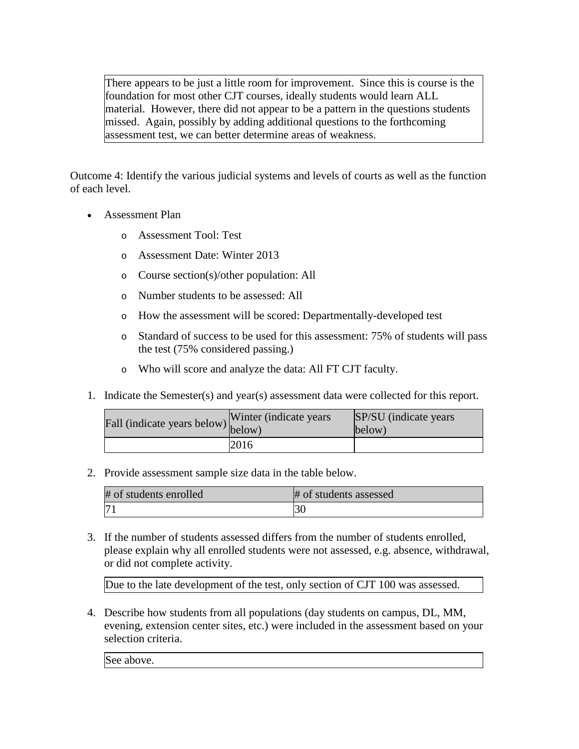| There appears to be just a little room for improvement. Since this is course is the foundation for most other CJT courses, ideally students would learn ALL material. However, there did not appear to be a pattern in the questions students missed. Again, possibly by adding additional questions to the forthcoming assessment test, we can better determine areas of weakness. |
|---|

Outcome 4: Identify the various judicial systems and levels of courts as well as the function of each level.

- Assessment Plan
  - Assessment Tool: Test
  - Assessment Date: Winter 2013
  - Course section(s)/other population: All
  - Number students to be assessed: All
  - How the assessment will be scored: Departmentally-developed test
  - Standard of success to be used for this assessment: 75% of students will pass the test (75% considered passing.)
  - Who will score and analyze the data: All FT CJT faculty.

1. Indicate the Semester(s) and year(s) assessment data were collected for this report.

| Fall (indicate years below) | Winter (indicate years below) | SP/SU (indicate years below) |
|---|---|---|
| | 2016 | |

2. Provide assessment sample size data in the table below.

| # of students enrolled | # of students assessed |
|---|---|
| 71 | 30 |

3. If the number of students assessed differs from the number of students enrolled, please explain why all enrolled students were not assessed, e.g. absence, withdrawal, or did not complete activity.

| Due to the late development of the test, only section of CJT 100 was assessed. |
|---|

4. Describe how students from all populations (day students on campus, DL, MM, evening, extension center sites, etc.) were included in the assessment based on your selection criteria.

| See above. |
|---|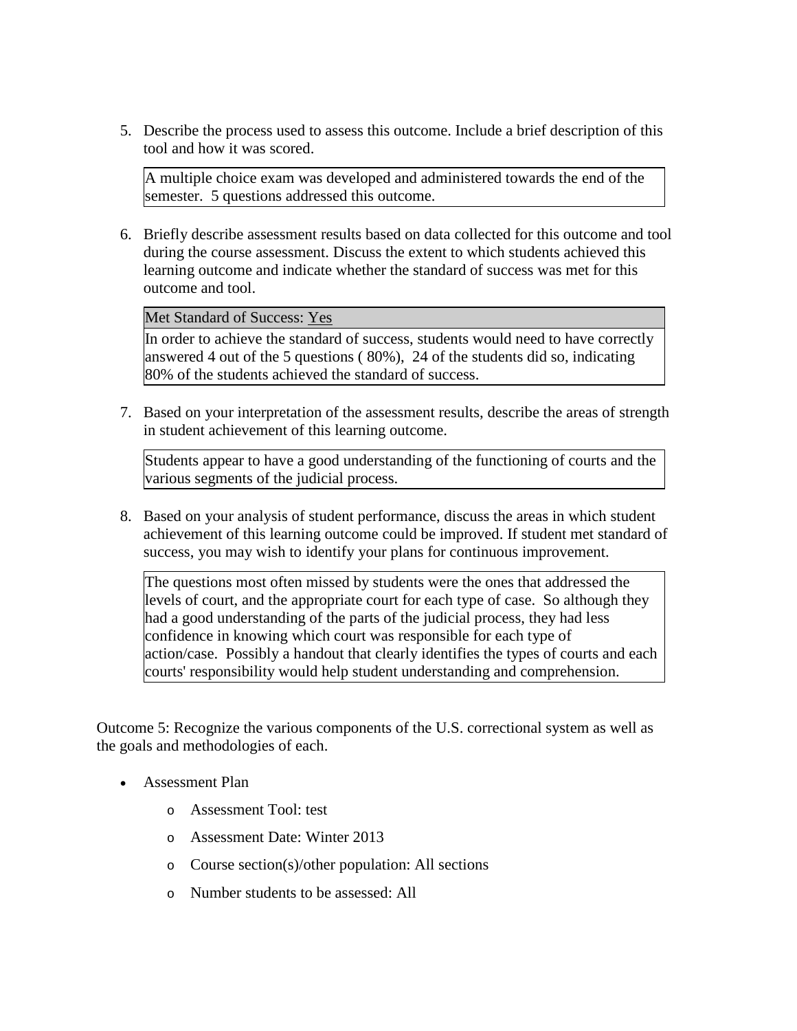5. Describe the process used to assess this outcome. Include a brief description of this tool and how it was scored.

   A multiple choice exam was developed and administered towards the end of the semester. 5 questions addressed this outcome.

6. Briefly describe assessment results based on data collected for this outcome and tool during the course assessment. Discuss the extent to which students achieved this learning outcome and indicate whether the standard of success was met for this outcome and tool.

   Met Standard of Success: Yes

   In order to achieve the standard of success, students would need to have correctly answered 4 out of the 5 questions ( 80%), 24 of the students did so, indicating 80% of the students achieved the standard of success.

7. Based on your interpretation of the assessment results, describe the areas of strength in student achievement of this learning outcome.

   Students appear to have a good understanding of the functioning of courts and the various segments of the judicial process.

8. Based on your analysis of student performance, discuss the areas in which student achievement of this learning outcome could be improved. If student met standard of success, you may wish to identify your plans for continuous improvement.

   The questions most often missed by students were the ones that addressed the levels of court, and the appropriate court for each type of case. So although they had a good understanding of the parts of the judicial process, they had less confidence in knowing which court was responsible for each type of action/case. Possibly a handout that clearly identifies the types of courts and each courts' responsibility would help student understanding and comprehension.

Outcome 5: Recognize the various components of the U.S. correctional system as well as the goals and methodologies of each.

- Assessment Plan
  - Assessment Tool: test
  - Assessment Date: Winter 2013
  - Course section(s)/other population: All sections
  - Number students to be assessed: All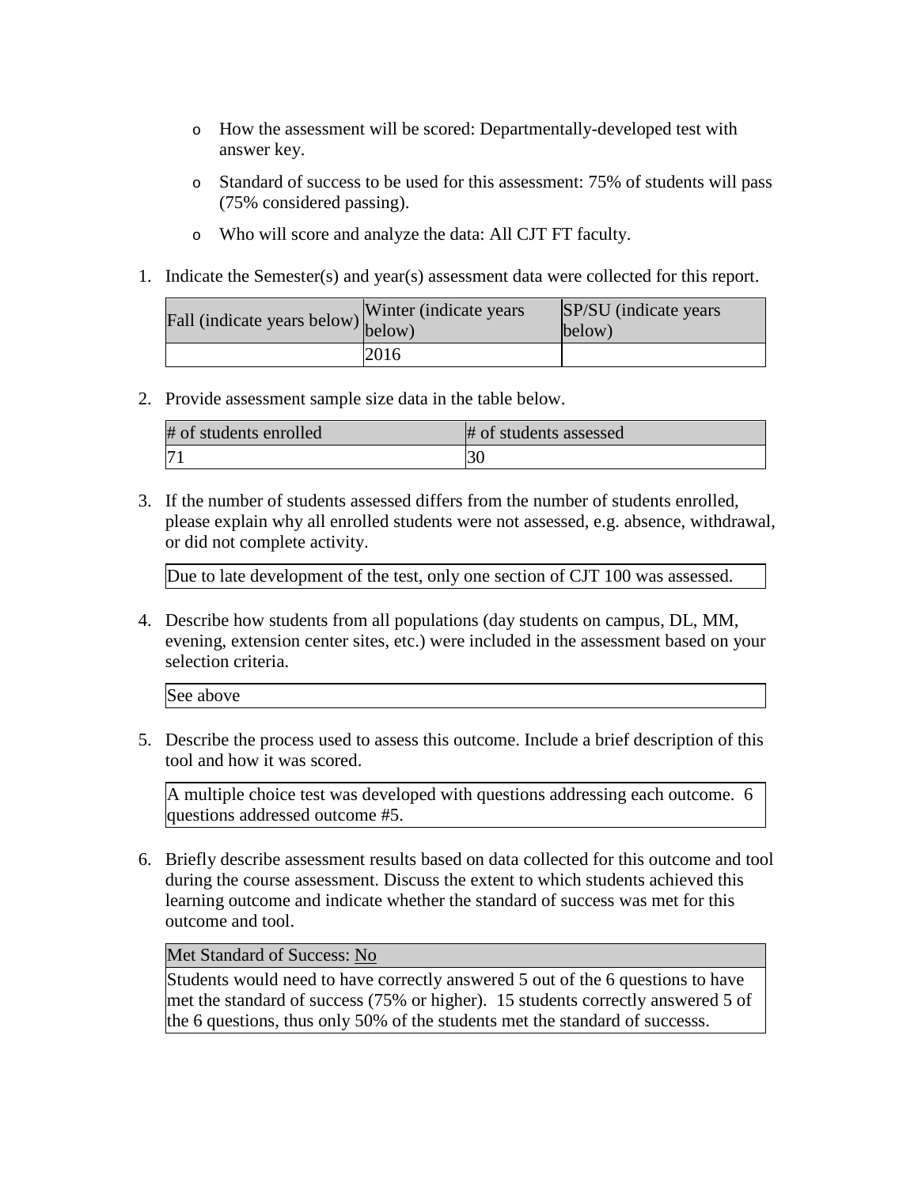- How the assessment will be scored: Departmentally-developed test with answer key.
- Standard of success to be used for this assessment: 75% of students will pass (75% considered passing).
- Who will score and analyze the data: All CJT FT faculty.

1. Indicate the Semester(s) and year(s) assessment data were collected for this report.

| Fall (indicate years below) | Winter (indicate years below) | SP/SU (indicate years below) |
| --- | --- | --- |
| | 2016 | |

2. Provide assessment sample size data in the table below.

| # of students enrolled | # of students assessed |
| --- | --- |
| 71 | 30 |

3. If the number of students assessed differs from the number of students enrolled, please explain why all enrolled students were not assessed, e.g. absence, withdrawal, or did not complete activity.

| Due to late development of the test, only one section of CJT 100 was assessed. |
| --- |

4. Describe how students from all populations (day students on campus, DL, MM, evening, extension center sites, etc.) were included in the assessment based on your selection criteria.

| See above |
| --- |

5. Describe the process used to assess this outcome. Include a brief description of this tool and how it was scored.

| A multiple choice test was developed with questions addressing each outcome. 6 questions addressed outcome #5. |
| --- |

6. Briefly describe assessment results based on data collected for this outcome and tool during the course assessment. Discuss the extent to which students achieved this learning outcome and indicate whether the standard of success was met for this outcome and tool.

| Met Standard of Success: <u>No</u> |
| --- |
| Students would need to have correctly answered 5 out of the 6 questions to have met the standard of success (75% or higher). 15 students correctly answered 5 of the 6 questions, thus only 50% of the students met the standard of successs. |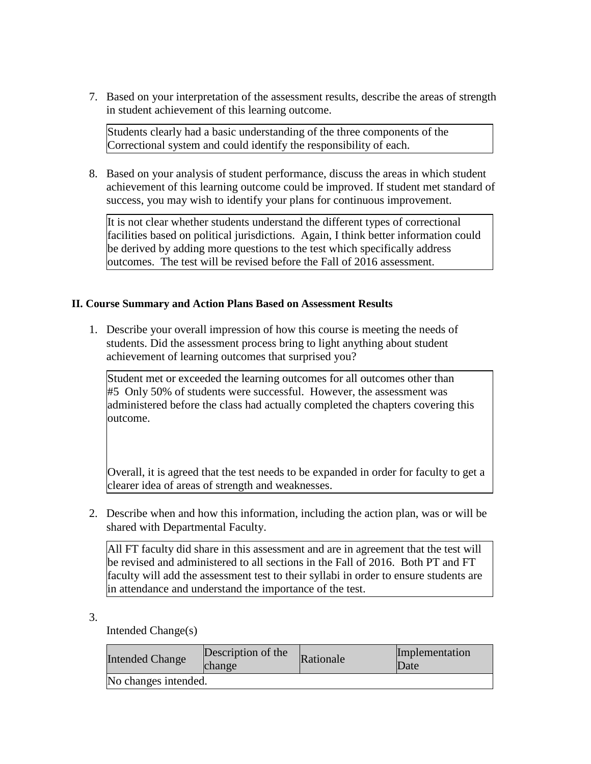7. Based on your interpretation of the assessment results, describe the areas of strength in student achievement of this learning outcome.

| Students clearly had a basic understanding of the three components of the Correctional system and could identify the responsibility of each. |
|---|

8. Based on your analysis of student performance, discuss the areas in which student achievement of this learning outcome could be improved. If student met standard of success, you may wish to identify your plans for continuous improvement.

| It is not clear whether students understand the different types of correctional facilities based on political jurisdictions. Again, I think better information could be derived by adding more questions to the test which specifically address outcomes. The test will be revised before the Fall of 2016 assessment. |
|---|

**II. Course Summary and Action Plans Based on Assessment Results**

1. Describe your overall impression of how this course is meeting the needs of students. Did the assessment process bring to light anything about student achievement of learning outcomes that surprised you?

| Student met or exceeded the learning outcomes for all outcomes other than #5 Only 50% of students were successful. However, the assessment was administered before the class had actually completed the chapters covering this outcome.<br><br>Overall, it is agreed that the test needs to be expanded in order for faculty to get a clearer idea of areas of strength and weaknesses. |
|---|

2. Describe when and how this information, including the action plan, was or will be shared with Departmental Faculty.

| All FT faculty did share in this assessment and are in agreement that the test will be revised and administered to all sections in the Fall of 2016. Both PT and FT faculty will add the assessment test to their syllabi in order to ensure students are in attendance and understand the importance of the test. |
|---|

3. 

Intended Change(s)

| Intended Change | Description of the change | Rationale | Implementation Date |
|---|---|---|---|
| No changes intended. | | | |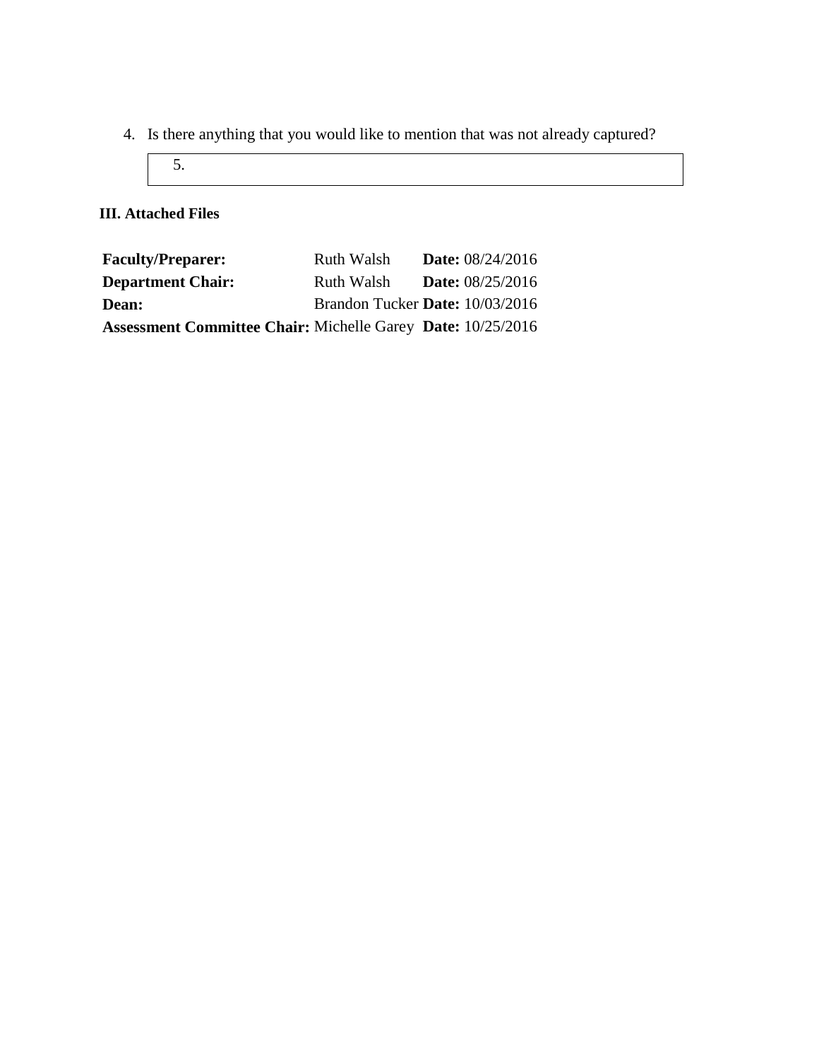4. Is there anything that you would like to mention that was not already captured?

| |
|---|
| 5. |

**III. Attached Files**

| | | |
|---|---|---|
| **Faculty/Preparer:** | Ruth Walsh | **Date:** 08/24/2016 |
| **Department Chair:** | Ruth Walsh | **Date:** 08/25/2016 |
| **Dean:** | Brandon Tucker | **Date:** 10/03/2016 |
| **Assessment Committee Chair:** | Michelle Garey | **Date:** 10/25/2016 |